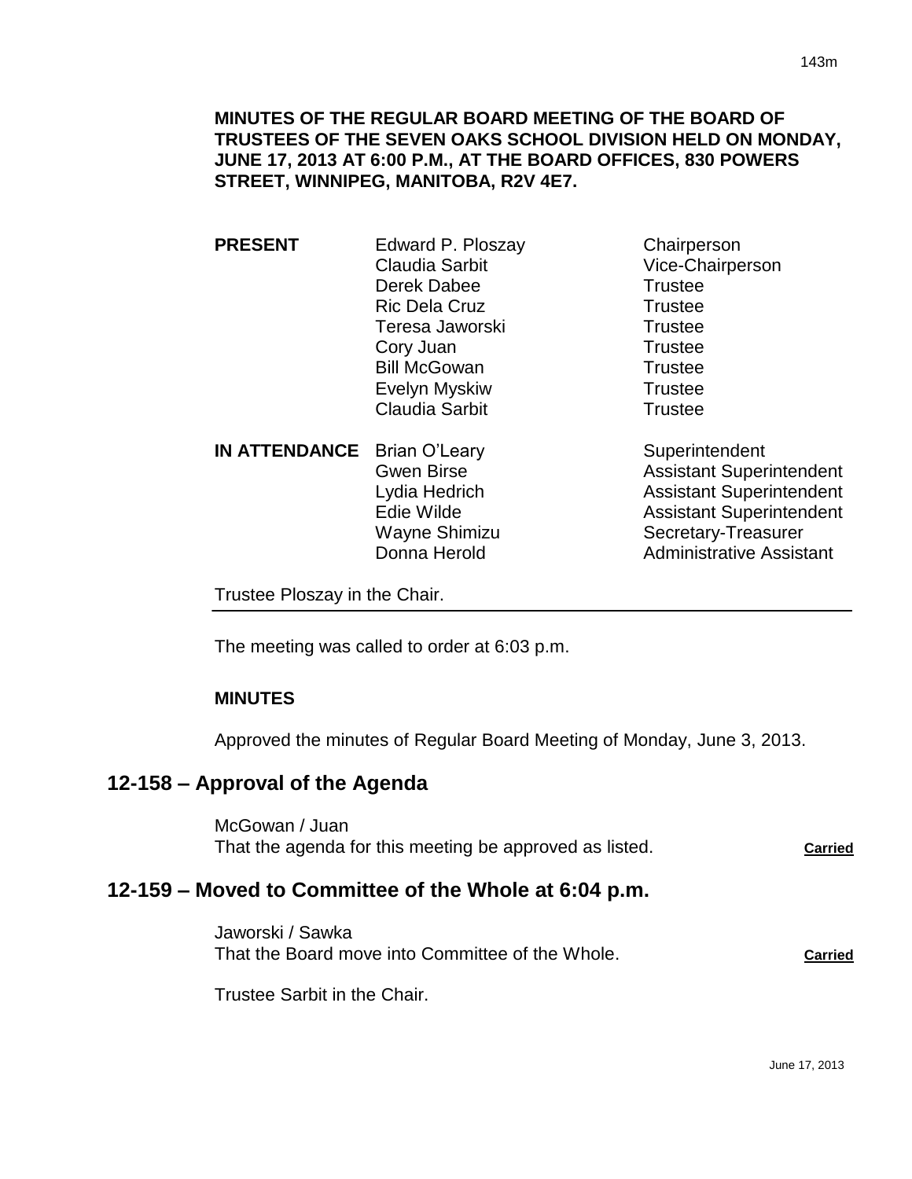**MINUTES OF THE REGULAR BOARD MEETING OF THE BOARD OF TRUSTEES OF THE SEVEN OAKS SCHOOL DIVISION HELD ON MONDAY, JUNE 17, 2013 AT 6:00 P.M., AT THE BOARD OFFICES, 830 POWERS STREET, WINNIPEG, MANITOBA, R2V 4E7.**

| | | |
|---|---|---|
| **PRESENT** | Edward P. Ploszay | Chairperson |
| | Claudia Sarbit | Vice-Chairperson |
| | Derek Dabee | Trustee |
| | Ric Dela Cruz | Trustee |
| | Teresa Jaworski | Trustee |
| | Cory Juan | Trustee |
| | Bill McGowan | Trustee |
| | Evelyn Myskiw | Trustee |
| | Claudia Sarbit | Trustee |
| **IN ATTENDANCE** | Brian O'Leary | Superintendent |
| | Gwen Birse | Assistant Superintendent |
| | Lydia Hedrich | Assistant Superintendent |
| | Edie Wilde | Assistant Superintendent |
| | Wayne Shimizu | Secretary-Treasurer |
| | Donna Herold | Administrative Assistant |

Trustee Ploszay in the Chair.

The meeting was called to order at 6:03 p.m.

**MINUTES**

Approved the minutes of Regular Board Meeting of Monday, June 3, 2013.

## 12-158 – Approval of the Agenda

McGowan / Juan
That the agenda for this meeting be approved as listed. **Carried**

## 12-159 – Moved to Committee of the Whole at 6:04 p.m.

Jaworski / Sawka
That the Board move into Committee of the Whole. **Carried**

Trustee Sarbit in the Chair.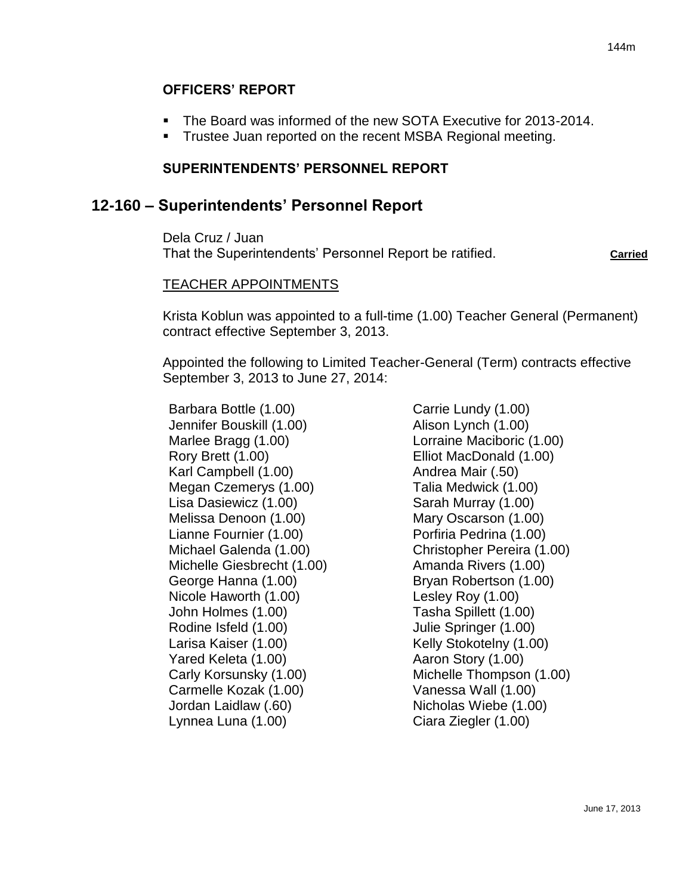**OFFICERS' REPORT**

- The Board was informed of the new SOTA Executive for 2013-2014.
- Trustee Juan reported on the recent MSBA Regional meeting.

**SUPERINTENDENTS' PERSONNEL REPORT**

## 12-160 – Superintendents' Personnel Report

Dela Cruz / Juan
That the Superintendents' Personnel Report be ratified. **Carried**

TEACHER APPOINTMENTS

Krista Koblun was appointed to a full-time (1.00) Teacher General (Permanent) contract effective September 3, 2013.

Appointed the following to Limited Teacher-General (Term) contracts effective September 3, 2013 to June 27, 2014:

Barbara Bottle (1.00)
Jennifer Bouskill (1.00)
Marlee Bragg (1.00)
Rory Brett (1.00)
Karl Campbell (1.00)
Megan Czemerys (1.00)
Lisa Dasiewicz (1.00)
Melissa Denoon (1.00)
Lianne Fournier (1.00)
Michael Galenda (1.00)
Michelle Giesbrecht (1.00)
George Hanna (1.00)
Nicole Haworth (1.00)
John Holmes (1.00)
Rodine Isfeld (1.00)
Larisa Kaiser (1.00)
Yared Keleta (1.00)
Carly Korsunsky (1.00)
Carmelle Kozak (1.00)
Jordan Laidlaw (.60)
Lynnea Luna (1.00)
Carrie Lundy (1.00)
Alison Lynch (1.00)
Lorraine Maciboric (1.00)
Elliot MacDonald (1.00)
Andrea Mair (.50)
Talia Medwick (1.00)
Sarah Murray (1.00)
Mary Oscarson (1.00)
Porfiria Pedrina (1.00)
Christopher Pereira (1.00)
Amanda Rivers (1.00)
Bryan Robertson (1.00)
Lesley Roy (1.00)
Tasha Spillett (1.00)
Julie Springer (1.00)
Kelly Stokotelny (1.00)
Aaron Story (1.00)
Michelle Thompson (1.00)
Vanessa Wall (1.00)
Nicholas Wiebe (1.00)
Ciara Ziegler (1.00)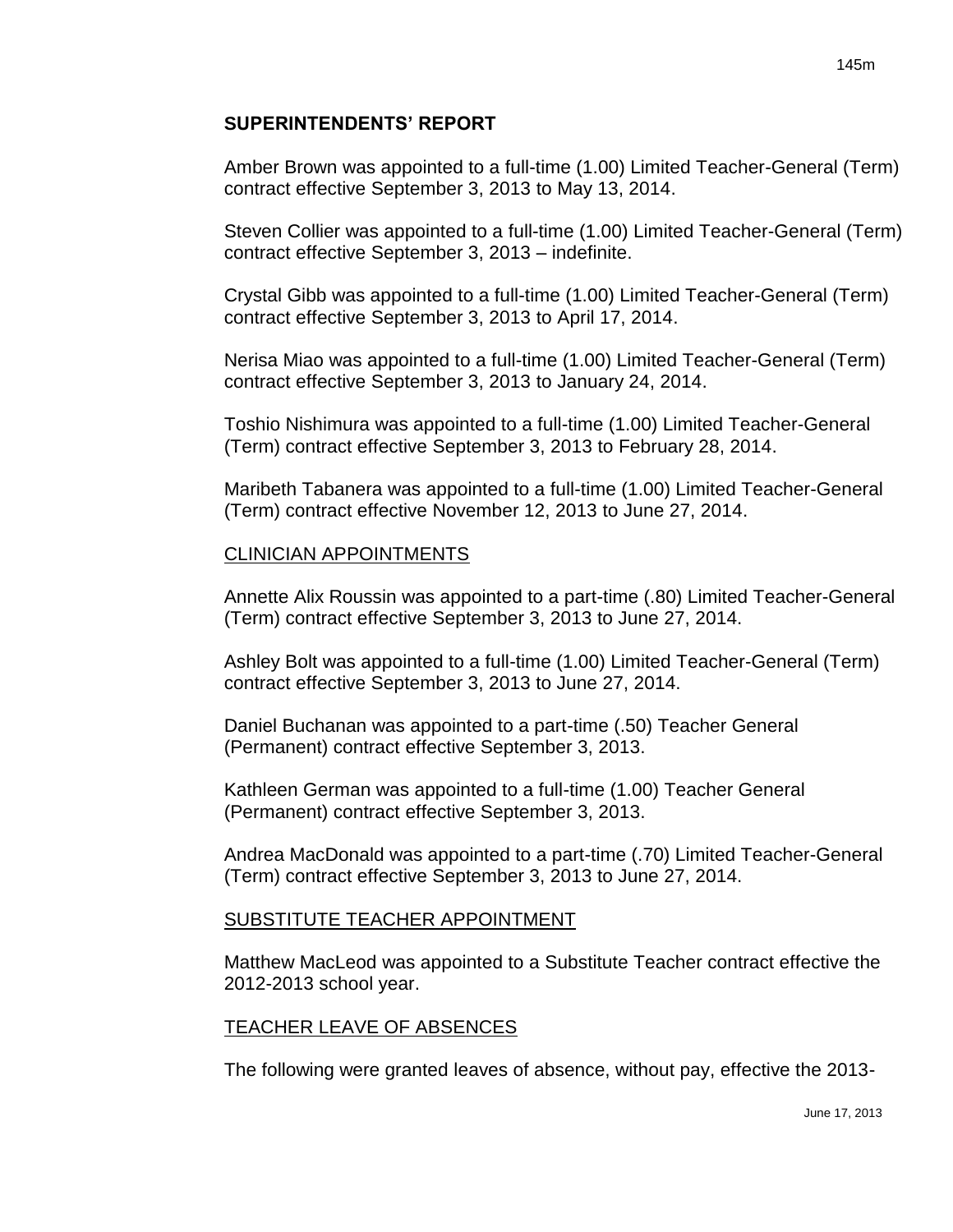## SUPERINTENDENTS' REPORT

Amber Brown was appointed to a full-time (1.00) Limited Teacher-General (Term) contract effective September 3, 2013 to May 13, 2014.

Steven Collier was appointed to a full-time (1.00) Limited Teacher-General (Term) contract effective September 3, 2013 – indefinite.

Crystal Gibb was appointed to a full-time (1.00) Limited Teacher-General (Term) contract effective September 3, 2013 to April 17, 2014.

Nerisa Miao was appointed to a full-time (1.00) Limited Teacher-General (Term) contract effective September 3, 2013 to January 24, 2014.

Toshio Nishimura was appointed to a full-time (1.00) Limited Teacher-General (Term) contract effective September 3, 2013 to February 28, 2014.

Maribeth Tabanera was appointed to a full-time (1.00) Limited Teacher-General (Term) contract effective November 12, 2013 to June 27, 2014.

### CLINICIAN APPOINTMENTS

Annette Alix Roussin was appointed to a part-time (.80) Limited Teacher-General (Term) contract effective September 3, 2013 to June 27, 2014.

Ashley Bolt was appointed to a full-time (1.00) Limited Teacher-General (Term) contract effective September 3, 2013 to June 27, 2014.

Daniel Buchanan was appointed to a part-time (.50) Teacher General (Permanent) contract effective September 3, 2013.

Kathleen German was appointed to a full-time (1.00) Teacher General (Permanent) contract effective September 3, 2013.

Andrea MacDonald was appointed to a part-time (.70) Limited Teacher-General (Term) contract effective September 3, 2013 to June 27, 2014.

### SUBSTITUTE TEACHER APPOINTMENT

Matthew MacLeod was appointed to a Substitute Teacher contract effective the 2012-2013 school year.

### TEACHER LEAVE OF ABSENCES

The following were granted leaves of absence, without pay, effective the 2013-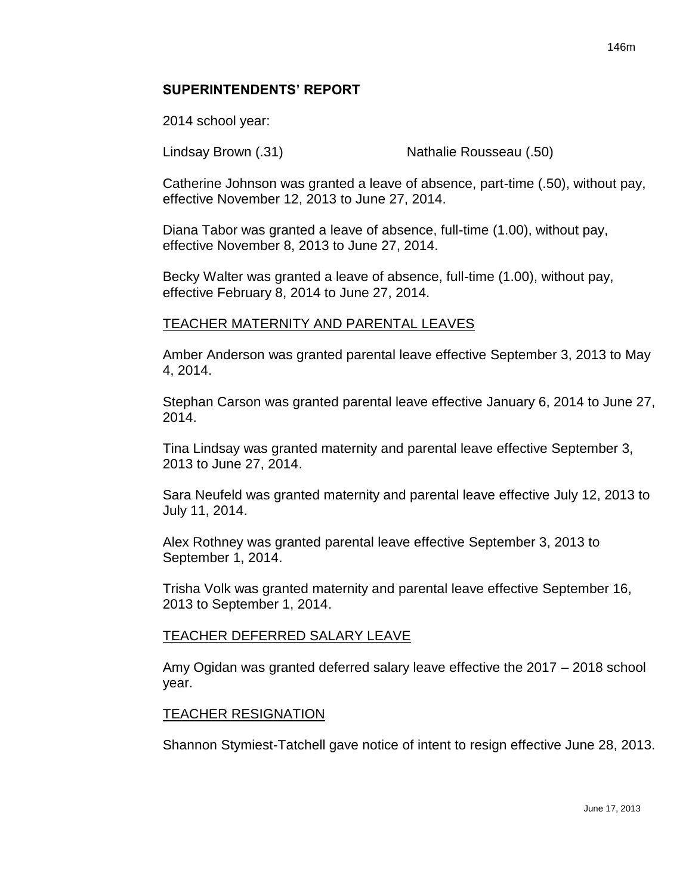## SUPERINTENDENTS' REPORT

2014 school year:

Lindsay Brown (.31) Nathalie Rousseau (.50)

Catherine Johnson was granted a leave of absence, part-time (.50), without pay, effective November 12, 2013 to June 27, 2014.

Diana Tabor was granted a leave of absence, full-time (1.00), without pay, effective November 8, 2013 to June 27, 2014.

Becky Walter was granted a leave of absence, full-time (1.00), without pay, effective February 8, 2014 to June 27, 2014.

TEACHER MATERNITY AND PARENTAL LEAVES

Amber Anderson was granted parental leave effective September 3, 2013 to May 4, 2014.

Stephan Carson was granted parental leave effective January 6, 2014 to June 27, 2014.

Tina Lindsay was granted maternity and parental leave effective September 3, 2013 to June 27, 2014.

Sara Neufeld was granted maternity and parental leave effective July 12, 2013 to July 11, 2014.

Alex Rothney was granted parental leave effective September 3, 2013 to September 1, 2014.

Trisha Volk was granted maternity and parental leave effective September 16, 2013 to September 1, 2014.

TEACHER DEFERRED SALARY LEAVE

Amy Ogidan was granted deferred salary leave effective the 2017 – 2018 school year.

TEACHER RESIGNATION

Shannon Stymiest-Tatchell gave notice of intent to resign effective June 28, 2013.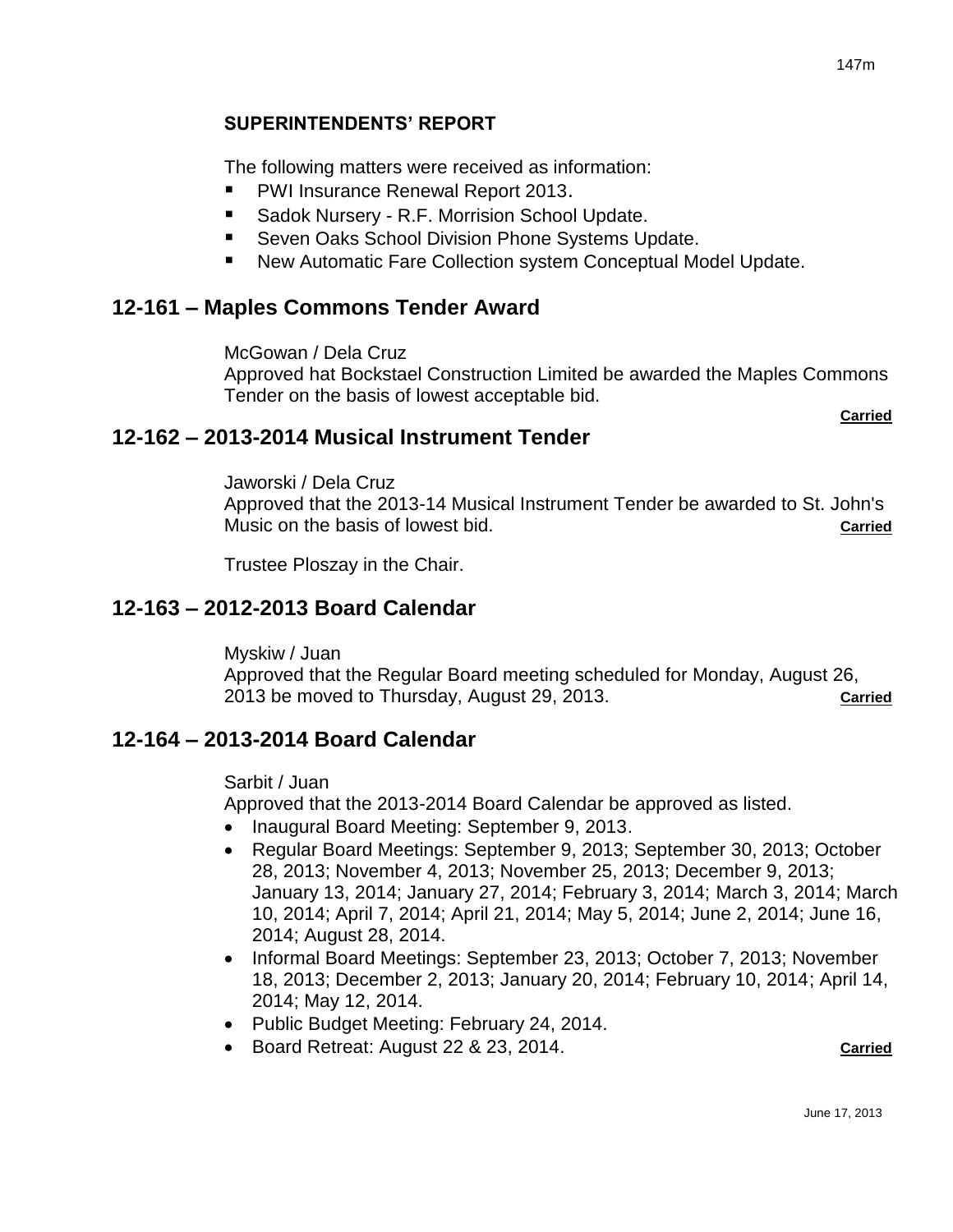### SUPERINTENDENTS' REPORT

The following matters were received as information:

- PWI Insurance Renewal Report 2013.
- Sadok Nursery - R.F. Morrision School Update.
- Seven Oaks School Division Phone Systems Update.
- New Automatic Fare Collection system Conceptual Model Update.

## 12-161 – Maples Commons Tender Award

McGowan / Dela Cruz
Approved hat Bockstael Construction Limited be awarded the Maples Commons Tender on the basis of lowest acceptable bid.

**Carried**

## 12-162 – 2013-2014 Musical Instrument Tender

Jaworski / Dela Cruz
Approved that the 2013-14 Musical Instrument Tender be awarded to St. John's Music on the basis of lowest bid. **Carried**

Trustee Ploszay in the Chair.

## 12-163 – 2012-2013 Board Calendar

Myskiw / Juan
Approved that the Regular Board meeting scheduled for Monday, August 26, 2013 be moved to Thursday, August 29, 2013. **Carried**

## 12-164 – 2013-2014 Board Calendar

Sarbit / Juan
Approved that the 2013-2014 Board Calendar be approved as listed.

- Inaugural Board Meeting: September 9, 2013.
- Regular Board Meetings: September 9, 2013; September 30, 2013; October 28, 2013; November 4, 2013; November 25, 2013; December 9, 2013; January 13, 2014; January 27, 2014; February 3, 2014; March 3, 2014; March 10, 2014; April 7, 2014; April 21, 2014; May 5, 2014; June 2, 2014; June 16, 2014; August 28, 2014.
- Informal Board Meetings: September 23, 2013; October 7, 2013; November 18, 2013; December 2, 2013; January 20, 2014; February 10, 2014; April 14, 2014; May 12, 2014.
- Public Budget Meeting: February 24, 2014.
- Board Retreat: August 22 & 23, 2014. **Carried**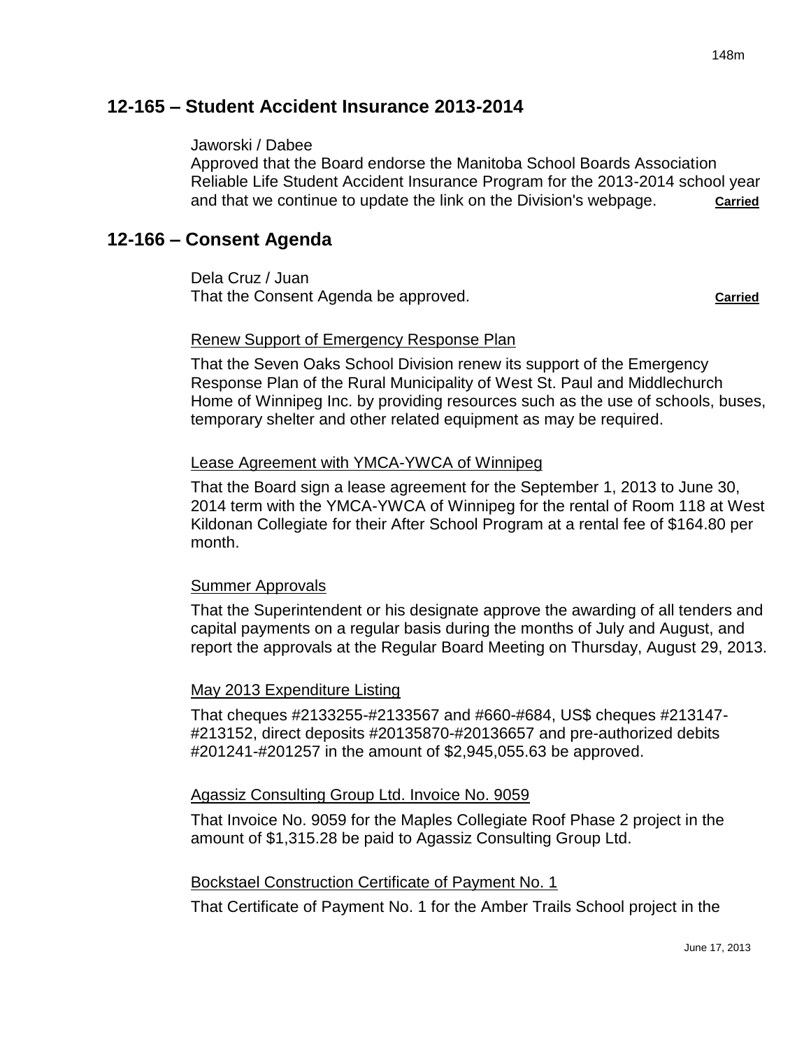## 12-165 – Student Accident Insurance 2013-2014

Jaworski / Dabee
Approved that the Board endorse the Manitoba School Boards Association Reliable Life Student Accident Insurance Program for the 2013-2014 school year and that we continue to update the link on the Division's webpage. **Carried**

## 12-166 – Consent Agenda

Dela Cruz / Juan
That the Consent Agenda be approved. **Carried**

Renew Support of Emergency Response Plan

That the Seven Oaks School Division renew its support of the Emergency Response Plan of the Rural Municipality of West St. Paul and Middlechurch Home of Winnipeg Inc. by providing resources such as the use of schools, buses, temporary shelter and other related equipment as may be required.

Lease Agreement with YMCA-YWCA of Winnipeg

That the Board sign a lease agreement for the September 1, 2013 to June 30, 2014 term with the YMCA-YWCA of Winnipeg for the rental of Room 118 at West Kildonan Collegiate for their After School Program at a rental fee of $164.80 per month.

Summer Approvals

That the Superintendent or his designate approve the awarding of all tenders and capital payments on a regular basis during the months of July and August, and report the approvals at the Regular Board Meeting on Thursday, August 29, 2013.

May 2013 Expenditure Listing

That cheques #2133255-#2133567 and #660-#684, US$ cheques #213147-#213152, direct deposits #20135870-#20136657 and pre-authorized debits #201241-#201257 in the amount of $2,945,055.63 be approved.

Agassiz Consulting Group Ltd. Invoice No. 9059

That Invoice No. 9059 for the Maples Collegiate Roof Phase 2 project in the amount of $1,315.28 be paid to Agassiz Consulting Group Ltd.

Bockstael Construction Certificate of Payment No. 1

That Certificate of Payment No. 1 for the Amber Trails School project in the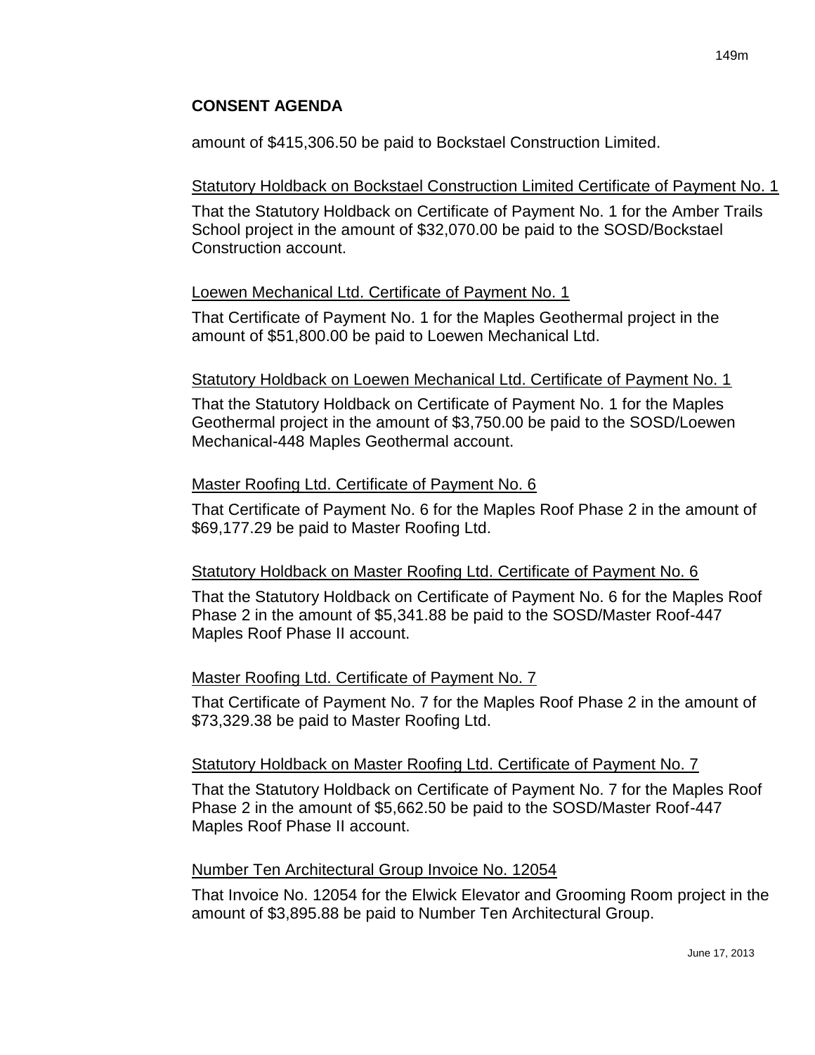## CONSENT AGENDA

amount of $415,306.50 be paid to Bockstael Construction Limited.

Statutory Holdback on Bockstael Construction Limited Certificate of Payment No. 1

That the Statutory Holdback on Certificate of Payment No. 1 for the Amber Trails School project in the amount of $32,070.00 be paid to the SOSD/Bockstael Construction account.

Loewen Mechanical Ltd. Certificate of Payment No. 1

That Certificate of Payment No. 1 for the Maples Geothermal project in the amount of $51,800.00 be paid to Loewen Mechanical Ltd.

Statutory Holdback on Loewen Mechanical Ltd. Certificate of Payment No. 1

That the Statutory Holdback on Certificate of Payment No. 1 for the Maples Geothermal project in the amount of $3,750.00 be paid to the SOSD/Loewen Mechanical-448 Maples Geothermal account.

Master Roofing Ltd. Certificate of Payment No. 6

That Certificate of Payment No. 6 for the Maples Roof Phase 2 in the amount of $69,177.29 be paid to Master Roofing Ltd.

Statutory Holdback on Master Roofing Ltd. Certificate of Payment No. 6

That the Statutory Holdback on Certificate of Payment No. 6 for the Maples Roof Phase 2 in the amount of $5,341.88 be paid to the SOSD/Master Roof-447 Maples Roof Phase II account.

Master Roofing Ltd. Certificate of Payment No. 7

That Certificate of Payment No. 7 for the Maples Roof Phase 2 in the amount of $73,329.38 be paid to Master Roofing Ltd.

Statutory Holdback on Master Roofing Ltd. Certificate of Payment No. 7

That the Statutory Holdback on Certificate of Payment No. 7 for the Maples Roof Phase 2 in the amount of $5,662.50 be paid to the SOSD/Master Roof-447 Maples Roof Phase II account.

Number Ten Architectural Group Invoice No. 12054

That Invoice No. 12054 for the Elwick Elevator and Grooming Room project in the amount of $3,895.88 be paid to Number Ten Architectural Group.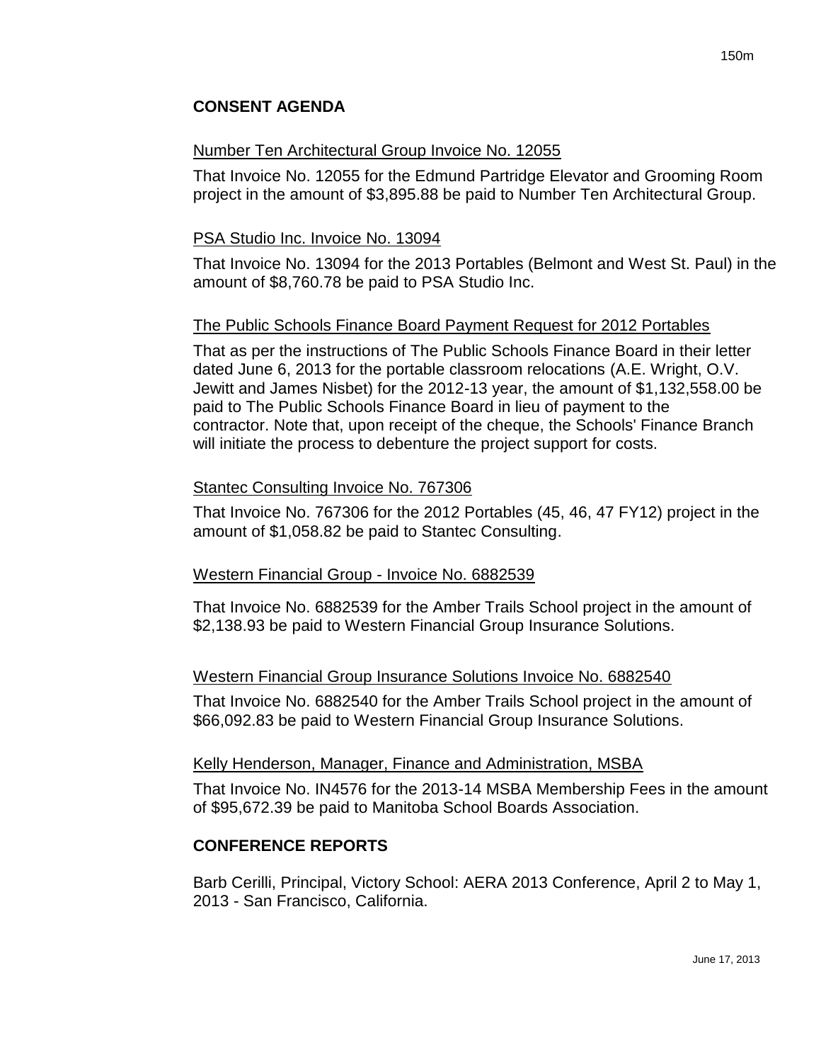## CONSENT AGENDA

Number Ten Architectural Group Invoice No. 12055

That Invoice No. 12055 for the Edmund Partridge Elevator and Grooming Room project in the amount of $3,895.88 be paid to Number Ten Architectural Group.

PSA Studio Inc. Invoice No. 13094

That Invoice No. 13094 for the 2013 Portables (Belmont and West St. Paul) in the amount of $8,760.78 be paid to PSA Studio Inc.

The Public Schools Finance Board Payment Request for 2012 Portables

That as per the instructions of The Public Schools Finance Board in their letter dated June 6, 2013 for the portable classroom relocations (A.E. Wright, O.V. Jewitt and James Nisbet) for the 2012-13 year, the amount of $1,132,558.00 be paid to The Public Schools Finance Board in lieu of payment to the contractor. Note that, upon receipt of the cheque, the Schools' Finance Branch will initiate the process to debenture the project support for costs.

Stantec Consulting Invoice No. 767306

That Invoice No. 767306 for the 2012 Portables (45, 46, 47 FY12) project in the amount of $1,058.82 be paid to Stantec Consulting.

Western Financial Group - Invoice No. 6882539

That Invoice No. 6882539 for the Amber Trails School project in the amount of $2,138.93 be paid to Western Financial Group Insurance Solutions.

Western Financial Group Insurance Solutions Invoice No. 6882540

That Invoice No. 6882540 for the Amber Trails School project in the amount of $66,092.83 be paid to Western Financial Group Insurance Solutions.

Kelly Henderson, Manager, Finance and Administration, MSBA

That Invoice No. IN4576 for the 2013-14 MSBA Membership Fees in the amount of $95,672.39 be paid to Manitoba School Boards Association.

## CONFERENCE REPORTS

Barb Cerilli, Principal, Victory School: AERA 2013 Conference, April 2 to May 1, 2013 - San Francisco, California.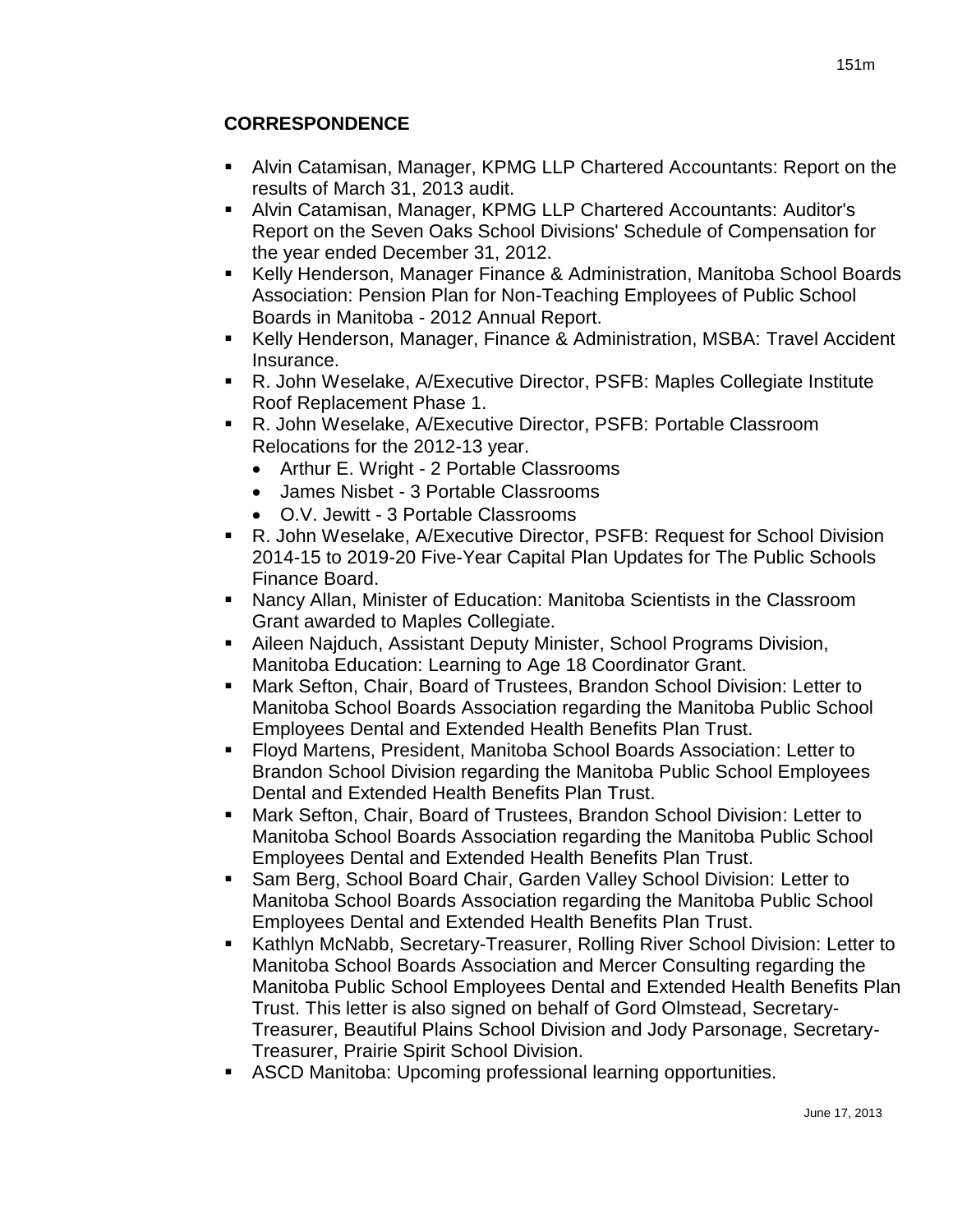**CORRESPONDENCE**

- Alvin Catamisan, Manager, KPMG LLP Chartered Accountants: Report on the results of March 31, 2013 audit.
- Alvin Catamisan, Manager, KPMG LLP Chartered Accountants: Auditor's Report on the Seven Oaks School Divisions' Schedule of Compensation for the year ended December 31, 2012.
- Kelly Henderson, Manager Finance & Administration, Manitoba School Boards Association: Pension Plan for Non-Teaching Employees of Public School Boards in Manitoba - 2012 Annual Report.
- Kelly Henderson, Manager, Finance & Administration, MSBA: Travel Accident Insurance.
- R. John Weselake, A/Executive Director, PSFB: Maples Collegiate Institute Roof Replacement Phase 1.
- R. John Weselake, A/Executive Director, PSFB: Portable Classroom Relocations for the 2012-13 year.
  - Arthur E. Wright - 2 Portable Classrooms
  - James Nisbet - 3 Portable Classrooms
  - O.V. Jewitt - 3 Portable Classrooms
- R. John Weselake, A/Executive Director, PSFB: Request for School Division 2014-15 to 2019-20 Five-Year Capital Plan Updates for The Public Schools Finance Board.
- Nancy Allan, Minister of Education: Manitoba Scientists in the Classroom Grant awarded to Maples Collegiate.
- Aileen Najduch, Assistant Deputy Minister, School Programs Division, Manitoba Education: Learning to Age 18 Coordinator Grant.
- Mark Sefton, Chair, Board of Trustees, Brandon School Division: Letter to Manitoba School Boards Association regarding the Manitoba Public School Employees Dental and Extended Health Benefits Plan Trust.
- Floyd Martens, President, Manitoba School Boards Association: Letter to Brandon School Division regarding the Manitoba Public School Employees Dental and Extended Health Benefits Plan Trust.
- Mark Sefton, Chair, Board of Trustees, Brandon School Division: Letter to Manitoba School Boards Association regarding the Manitoba Public School Employees Dental and Extended Health Benefits Plan Trust.
- Sam Berg, School Board Chair, Garden Valley School Division: Letter to Manitoba School Boards Association regarding the Manitoba Public School Employees Dental and Extended Health Benefits Plan Trust.
- Kathlyn McNabb, Secretary-Treasurer, Rolling River School Division: Letter to Manitoba School Boards Association and Mercer Consulting regarding the Manitoba Public School Employees Dental and Extended Health Benefits Plan Trust. This letter is also signed on behalf of Gord Olmstead, Secretary-Treasurer, Beautiful Plains School Division and Jody Parsonage, Secretary-Treasurer, Prairie Spirit School Division.
- ASCD Manitoba: Upcoming professional learning opportunities.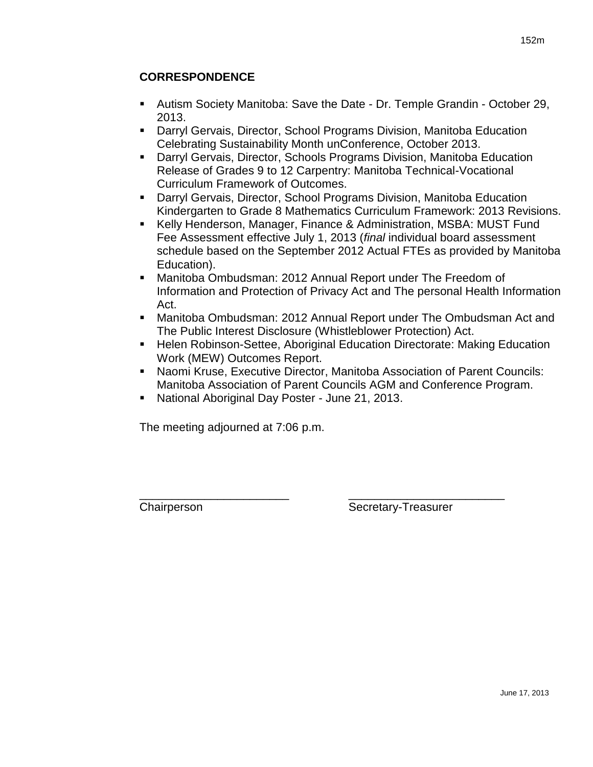**CORRESPONDENCE**

- Autism Society Manitoba: Save the Date - Dr. Temple Grandin - October 29, 2013.
- Darryl Gervais, Director, School Programs Division, Manitoba Education Celebrating Sustainability Month unConference, October 2013.
- Darryl Gervais, Director, Schools Programs Division, Manitoba Education Release of Grades 9 to 12 Carpentry: Manitoba Technical-Vocational Curriculum Framework of Outcomes.
- Darryl Gervais, Director, School Programs Division, Manitoba Education Kindergarten to Grade 8 Mathematics Curriculum Framework: 2013 Revisions.
- Kelly Henderson, Manager, Finance & Administration, MSBA: MUST Fund Fee Assessment effective July 1, 2013 (*final* individual board assessment schedule based on the September 2012 Actual FTEs as provided by Manitoba Education).
- Manitoba Ombudsman: 2012 Annual Report under The Freedom of Information and Protection of Privacy Act and The personal Health Information Act.
- Manitoba Ombudsman: 2012 Annual Report under The Ombudsman Act and The Public Interest Disclosure (Whistleblower Protection) Act.
- Helen Robinson-Settee, Aboriginal Education Directorate: Making Education Work (MEW) Outcomes Report.
- Naomi Kruse, Executive Director, Manitoba Association of Parent Councils: Manitoba Association of Parent Councils AGM and Conference Program.
- National Aboriginal Day Poster - June 21, 2013.

The meeting adjourned at 7:06 p.m.

_______________________ _______________________

Chairperson Secretary-Treasurer